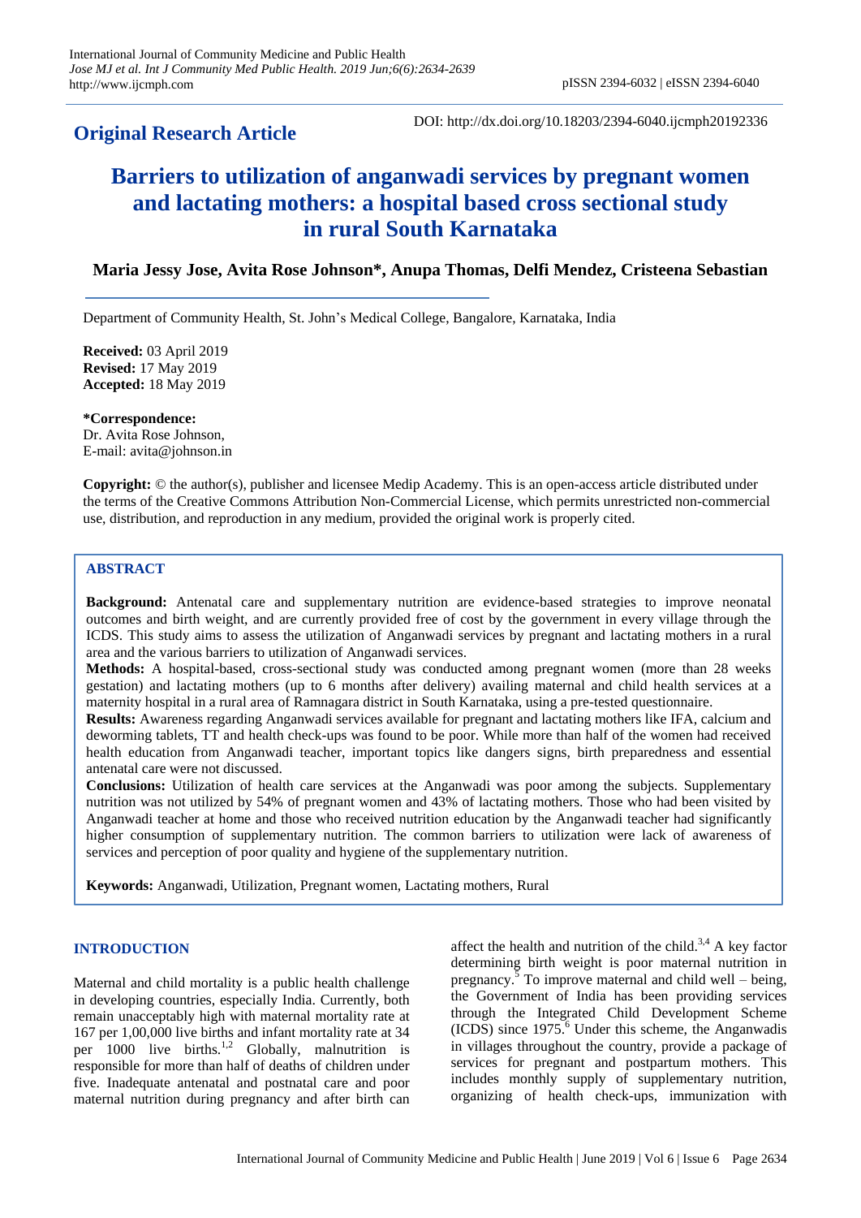**Original Research Article**

DOI: http://dx.doi.org/10.18203/2394-6040.ijcmph20192336

# Barriers to utilization of anganwadi services by pregnant women and lactating mothers: a hospital based cross sectional study in rural South Karnataka

**Maria Jessy Jose, Avita Rose Johnson\*, Anupa Thomas, Delfi Mendez, Cristeena Sebastian**

Department of Community Health, St. John's Medical College, Bangalore, Karnataka, India

**Received:** 03 April 2019
**Revised:** 17 May 2019
**Accepted:** 18 May 2019

**\*Correspondence:**
Dr. Avita Rose Johnson,
E-mail: avita@johnson.in

**Copyright:** © the author(s), publisher and licensee Medip Academy. This is an open-access article distributed under the terms of the Creative Commons Attribution Non-Commercial License, which permits unrestricted non-commercial use, distribution, and reproduction in any medium, provided the original work is properly cited.

## ABSTRACT

**Background:** Antenatal care and supplementary nutrition are evidence-based strategies to improve neonatal outcomes and birth weight, and are currently provided free of cost by the government in every village through the ICDS. This study aims to assess the utilization of Anganwadi services by pregnant and lactating mothers in a rural area and the various barriers to utilization of Anganwadi services.

**Methods:** A hospital-based, cross-sectional study was conducted among pregnant women (more than 28 weeks gestation) and lactating mothers (up to 6 months after delivery) availing maternal and child health services at a maternity hospital in a rural area of Ramnagara district in South Karnataka, using a pre-tested questionnaire.

**Results:** Awareness regarding Anganwadi services available for pregnant and lactating mothers like IFA, calcium and deworming tablets, TT and health check-ups was found to be poor. While more than half of the women had received health education from Anganwadi teacher, important topics like dangers signs, birth preparedness and essential antenatal care were not discussed.

**Conclusions:** Utilization of health care services at the Anganwadi was poor among the subjects. Supplementary nutrition was not utilized by 54% of pregnant women and 43% of lactating mothers. Those who had been visited by Anganwadi teacher at home and those who received nutrition education by the Anganwadi teacher had significantly higher consumption of supplementary nutrition. The common barriers to utilization were lack of awareness of services and perception of poor quality and hygiene of the supplementary nutrition.

**Keywords:** Anganwadi, Utilization, Pregnant women, Lactating mothers, Rural

## INTRODUCTION

Maternal and child mortality is a public health challenge in developing countries, especially India. Currently, both remain unacceptably high with maternal mortality rate at 167 per 1,00,000 live births and infant mortality rate at 34 per 1000 live births.[1,2] Globally, malnutrition is responsible for more than half of deaths of children under five. Inadequate antenatal and postnatal care and poor maternal nutrition during pregnancy and after birth can affect the health and nutrition of the child.[3,4] A key factor determining birth weight is poor maternal nutrition in pregnancy.[5] To improve maternal and child well – being, the Government of India has been providing services through the Integrated Child Development Scheme (ICDS) since 1975.[6] Under this scheme, the Anganwadis in villages throughout the country, provide a package of services for pregnant and postpartum mothers. This includes monthly supply of supplementary nutrition, organizing of health check-ups, immunization with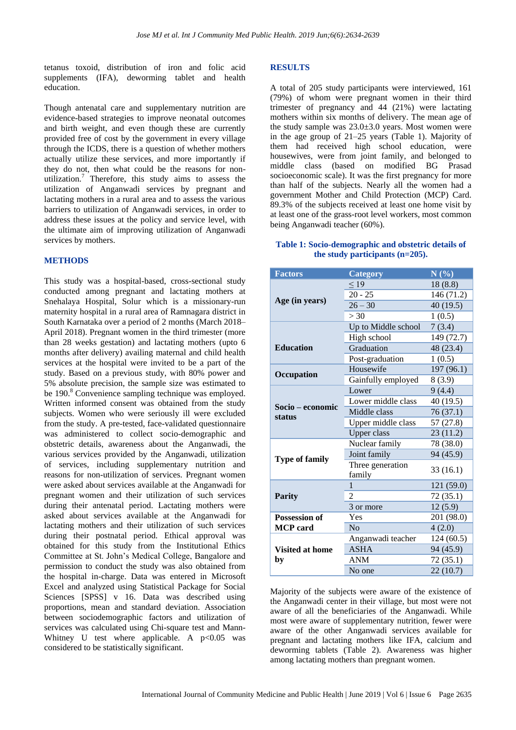tetanus toxoid, distribution of iron and folic acid supplements (IFA), deworming tablet and health education.

Though antenatal care and supplementary nutrition are evidence-based strategies to improve neonatal outcomes and birth weight, and even though these are currently provided free of cost by the government in every village through the ICDS, there is a question of whether mothers actually utilize these services, and more importantly if they do not, then what could be the reasons for non-utilization.[7] Therefore, this study aims to assess the utilization of Anganwadi services by pregnant and lactating mothers in a rural area and to assess the various barriers to utilization of Anganwadi services, in order to address these issues at the policy and service level, with the ultimate aim of improving utilization of Anganwadi services by mothers.

## METHODS

This study was a hospital-based, cross-sectional study conducted among pregnant and lactating mothers at Snehalaya Hospital, Solur which is a missionary-run maternity hospital in a rural area of Ramnagara district in South Karnataka over a period of 2 months (March 2018–April 2018). Pregnant women in the third trimester (more than 28 weeks gestation) and lactating mothers (upto 6 months after delivery) availing maternal and child health services at the hospital were invited to be a part of the study. Based on a previous study, with 80% power and 5% absolute precision, the sample size was estimated to be 190.[8] Convenience sampling technique was employed. Written informed consent was obtained from the study subjects. Women who were seriously ill were excluded from the study. A pre-tested, face-validated questionnaire was administered to collect socio-demographic and obstetric details, awareness about the Anganwadi, the various services provided by the Anganwadi, utilization of services, including supplementary nutrition and reasons for non-utilization of services. Pregnant women were asked about services available at the Anganwadi for pregnant women and their utilization of such services during their antenatal period. Lactating mothers were asked about services available at the Anganwadi for lactating mothers and their utilization of such services during their postnatal period. Ethical approval was obtained for this study from the Institutional Ethics Committee at St. John's Medical College, Bangalore and permission to conduct the study was also obtained from the hospital in-charge. Data was entered in Microsoft Excel and analyzed using Statistical Package for Social Sciences [SPSS] v 16. Data was described using proportions, mean and standard deviation. Association between sociodemographic factors and utilization of services was calculated using Chi-square test and Mann-Whitney U test where applicable. A $p<0.05$ was considered to be statistically significant.

## RESULTS

A total of 205 study participants were interviewed, 161 (79%) of whom were pregnant women in their third trimester of pregnancy and 44 (21%) were lactating mothers within six months of delivery. The mean age of the study sample was 23.0±3.0 years. Most women were in the age group of 21–25 years (Table 1). Majority of them had received high school education, were housewives, were from joint family, and belonged to middle class (based on modified BG Prasad socioeconomic scale). It was the first pregnancy for more than half of the subjects. Nearly all the women had a government Mother and Child Protection (MCP) Card. 89.3% of the subjects received at least one home visit by at least one of the grass-root level workers, most common being Anganwadi teacher (60%).

**Table 1: Socio-demographic and obstetric details of the study participants (n=205).**

| Factors | Category | N (%) |
|---|---|---|
| Age (in years) | ≤ 19 | 18 (8.8) |
| | 20 - 25 | 146 (71.2) |
| | 26 – 30 | 40 (19.5) |
| | > 30 | 1 (0.5) |
| Education | Up to Middle school | 7 (3.4) |
| | High school | 149 (72.7) |
| | Graduation | 48 (23.4) |
| | Post-graduation | 1 (0.5) |
| Occupation | Housewife | 197 (96.1) |
| | Gainfully employed | 8 (3.9) |
| Socio – economic status | Lower | 9 (4.4) |
| | Lower middle class | 40 (19.5) |
| | Middle class | 76 (37.1) |
| | Upper middle class | 57 (27.8) |
| | Upper class | 23 (11.2) |
| Type of family | Nuclear family | 78 (38.0) |
| | Joint family | 94 (45.9) |
| | Three generation family | 33 (16.1) |
| Parity | 1 | 121 (59.0) |
| | 2 | 72 (35.1) |
| | 3 or more | 12 (5.9) |
| Possession of MCP card | Yes | 201 (98.0) |
| | No | 4 (2.0) |
| Visited at home by | Anganwadi teacher | 124 (60.5) |
| | ASHA | 94 (45.9) |
| | ANM | 72 (35.1) |
| | No one | 22 (10.7) |

Majority of the subjects were aware of the existence of the Anganwadi center in their village, but most were not aware of all the beneficiaries of the Anganwadi. While most were aware of supplementary nutrition, fewer were aware of the other Anganwadi services available for pregnant and lactating mothers like IFA, calcium and deworming tablets (Table 2). Awareness was higher among lactating mothers than pregnant women.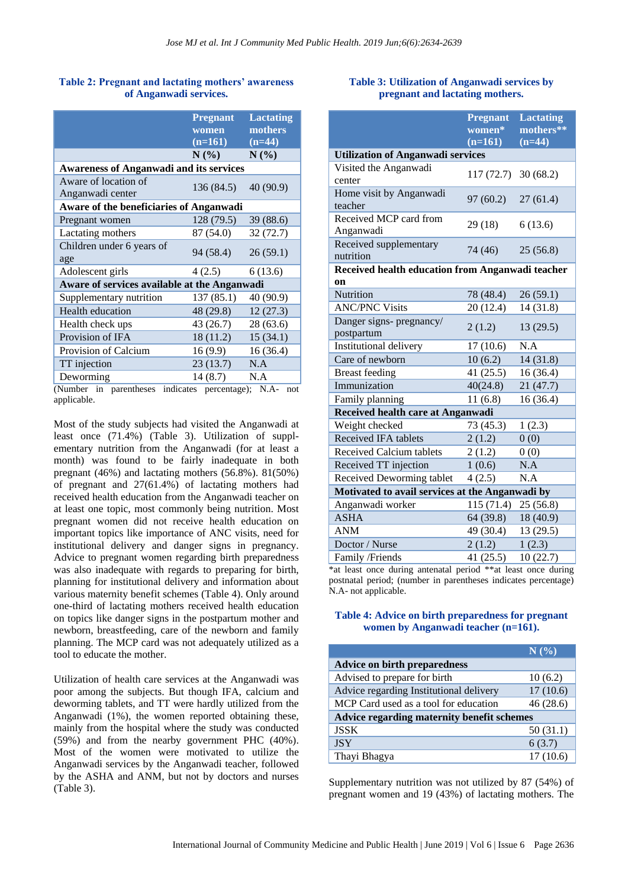**Table 2: Pregnant and lactating mothers' awareness of Anganwadi services.**

| | Pregnant women (n=161) | Lactating mothers (n=44) |
|---|---|---|
| | N (%) | N (%) |
| **Awareness of Anganwadi and its services** | | |
| Aware of location of Anganwadi center | 136 (84.5) | 40 (90.9) |
| **Aware of the beneficiaries of Anganwadi** | | |
| Pregnant women | 128 (79.5) | 39 (88.6) |
| Lactating mothers | 87 (54.0) | 32 (72.7) |
| Children under 6 years of age | 94 (58.4) | 26 (59.1) |
| Adolescent girls | 4 (2.5) | 6 (13.6) |
| **Aware of services available at the Anganwadi** | | |
| Supplementary nutrition | 137 (85.1) | 40 (90.9) |
| Health education | 48 (29.8) | 12 (27.3) |
| Health check ups | 43 (26.7) | 28 (63.6) |
| Provision of IFA | 18 (11.2) | 15 (34.1) |
| Provision of Calcium | 16 (9.9) | 16 (36.4) |
| TT injection | 23 (13.7) | N.A |
| Deworming | 14 (8.7) | N.A |

(Number in parentheses indicates percentage); N.A- not applicable.

Most of the study subjects had visited the Anganwadi at least once (71.4%) (Table 3). Utilization of supplementary nutrition from the Anganwadi (for at least a month) was found to be fairly inadequate in both pregnant (46%) and lactating mothers (56.8%). 81(50%) of pregnant and 27(61.4%) of lactating mothers had received health education from the Anganwadi teacher on at least one topic, most commonly being nutrition. Most pregnant women did not receive health education on important topics like importance of ANC visits, need for institutional delivery and danger signs in pregnancy. Advice to pregnant women regarding birth preparedness was also inadequate with regards to preparing for birth, planning for institutional delivery and information about various maternity benefit schemes (Table 4). Only around one-third of lactating mothers received health education on topics like danger signs in the postpartum mother and newborn, breastfeeding, care of the newborn and family planning. The MCP card was not adequately utilized as a tool to educate the mother.

Utilization of health care services at the Anganwadi was poor among the subjects. But though IFA, calcium and deworming tablets, and TT were hardly utilized from the Anganwadi (1%), the women reported obtaining these, mainly from the hospital where the study was conducted (59%) and from the nearby government PHC (40%). Most of the women were motivated to utilize the Anganwadi services by the Anganwadi teacher, followed by the ASHA and ANM, but not by doctors and nurses (Table 3).

**Table 3: Utilization of Anganwadi services by pregnant and lactating mothers.**

| | Pregnant women* (n=161) | Lactating mothers** (n=44) |
|---|---|---|
| **Utilization of Anganwadi services** | | |
| Visited the Anganwadi center | 117 (72.7) | 30 (68.2) |
| Home visit by Anganwadi teacher | 97 (60.2) | 27 (61.4) |
| Received MCP card from Anganwadi | 29 (18) | 6 (13.6) |
| Received supplementary nutrition | 74 (46) | 25 (56.8) |
| **Received health education from Anganwadi teacher on** | | |
| Nutrition | 78 (48.4) | 26 (59.1) |
| ANC/PNC Visits | 20 (12.4) | 14 (31.8) |
| Danger signs- pregnancy/ postpartum | 2 (1.2) | 13 (29.5) |
| Institutional delivery | 17 (10.6) | N.A |
| Care of newborn | 10 (6.2) | 14 (31.8) |
| Breast feeding | 41 (25.5) | 16 (36.4) |
| Immunization | 40(24.8) | 21 (47.7) |
| Family planning | 11 (6.8) | 16 (36.4) |
| **Received health care at Anganwadi** | | |
| Weight checked | 73 (45.3) | 1 (2.3) |
| Received IFA tablets | 2 (1.2) | 0 (0) |
| Received Calcium tablets | 2 (1.2) | 0 (0) |
| Received TT injection | 1 (0.6) | N.A |
| Received Deworming tablet | 4 (2.5) | N.A |
| **Motivated to avail services at the Anganwadi by** | | |
| Anganwadi worker | 115 (71.4) | 25 (56.8) |
| ASHA | 64 (39.8) | 18 (40.9) |
| ANM | 49 (30.4) | 13 (29.5) |
| Doctor / Nurse | 2 (1.2) | 1 (2.3) |
| Family /Friends | 41 (25.5) | 10 (22.7) |

*at least once during antenatal period **at least once during postnatal period; (number in parentheses indicates percentage) N.A- not applicable.

**Table 4: Advice on birth preparedness for pregnant women by Anganwadi teacher (n=161).**

| | N (%) |
|---|---|
| **Advice on birth preparedness** | |
| Advised to prepare for birth | 10 (6.2) |
| Advice regarding Institutional delivery | 17 (10.6) |
| MCP Card used as a tool for education | 46 (28.6) |
| **Advice regarding maternity benefit schemes** | |
| JSSK | 50 (31.1) |
| JSY | 6 (3.7) |
| Thayi Bhagya | 17 (10.6) |

Supplementary nutrition was not utilized by 87 (54%) of pregnant women and 19 (43%) of lactating mothers. The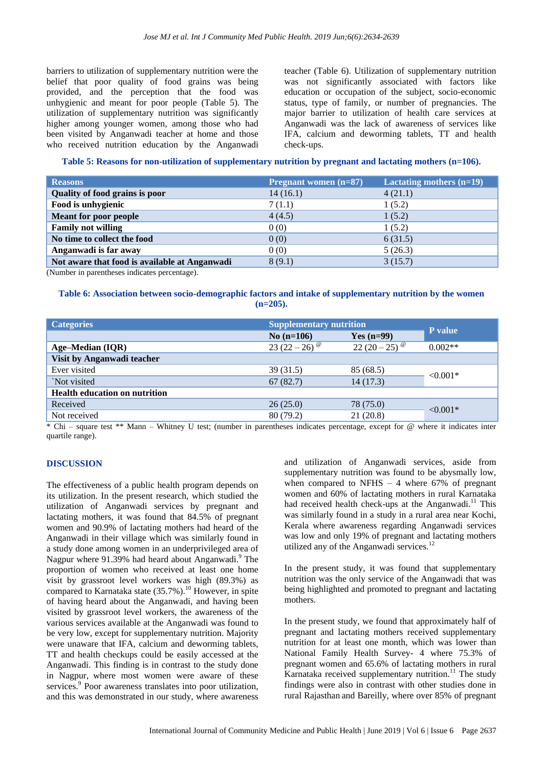barriers to utilization of supplementary nutrition were the belief that poor quality of food grains was being provided, and the perception that the food was unhygienic and meant for poor people (Table 5). The utilization of supplementary nutrition was significantly higher among younger women, among those who had been visited by Anganwadi teacher at home and those who received nutrition education by the Anganwadi teacher (Table 6). Utilization of supplementary nutrition was not significantly associated with factors like education or occupation of the subject, socio-economic status, type of family, or number of pregnancies. The major barrier to utilization of health care services at Anganwadi was the lack of awareness of services like IFA, calcium and deworming tablets, TT and health check-ups.

**Table 5: Reasons for non-utilization of supplementary nutrition by pregnant and lactating mothers (n=106).**

| Reasons | Pregnant women (n=87) | Lactating mothers (n=19) |
|---|---|---|
| **Quality of food grains is poor** | 14 (16.1) | 4 (21.1) |
| **Food is unhygienic** | 7 (1.1) | 1 (5.2) |
| **Meant for poor people** | 4 (4.5) | 1 (5.2) |
| **Family not willing** | 0 (0) | 1 (5.2) |
| **No time to collect the food** | 0 (0) | 6 (31.5) |
| **Anganwadi is far away** | 0 (0) | 5 (26.3) |
| **Not aware that food is available at Anganwadi** | 8 (9.1) | 3 (15.7) |

(Number in parentheses indicates percentage).

**Table 6: Association between socio-demographic factors and intake of supplementary nutrition by the women (n=205).**

| Categories | Supplementary nutrition | | P value |
|---|---|---|---|
| | **No (n=106)** | **Yes (n=99)** | |
| **Age–Median (IQR)** | 23 (22 – 26) @ | 22 (20 – 25) @ | 0.002** |
| **Visit by Anganwadi teacher** | | | |
| Ever visited | 39 (31.5) | 85 (68.5) | <0.001* |
| `Not visited | 67 (82.7) | 14 (17.3) | |
| **Health education on nutrition** | | | |
| Received | 26 (25.0) | 78 (75.0) | <0.001* |
| Not received | 80 (79.2) | 21 (20.8) | |

* Chi – square test ** Mann – Whitney U test; (number in parentheses indicates percentage, except for @ where it indicates inter quartile range).

## DISCUSSION

The effectiveness of a public health program depends on its utilization. In the present research, which studied the utilization of Anganwadi services by pregnant and lactating mothers, it was found that 84.5% of pregnant women and 90.9% of lactating mothers had heard of the Anganwadi in their village which was similarly found in a study done among women in an underprivileged area of Nagpur where 91.39% had heard about Anganwadi.[9] The proportion of women who received at least one home visit by grassroot level workers was high (89.3%) as compared to Karnataka state (35.7%).[10] However, in spite of having heard about the Anganwadi, and having been visited by grassroot level workers, the awareness of the various services available at the Anganwadi was found to be very low, except for supplementary nutrition. Majority were unaware that IFA, calcium and deworming tablets, TT and health checkups could be easily accessed at the Anganwadi. This finding is in contrast to the study done in Nagpur, where most women were aware of these services.[9] Poor awareness translates into poor utilization, and this was demonstrated in our study, where awareness and utilization of Anganwadi services, aside from supplementary nutrition was found to be abysmally low, when compared to NFHS – 4 where 67% of pregnant women and 60% of lactating mothers in rural Karnataka had received health check-ups at the Anganwadi.[11] This was similarly found in a study in a rural area near Kochi, Kerala where awareness regarding Anganwadi services was low and only 19% of pregnant and lactating mothers utilized any of the Anganwadi services.[12]

In the present study, it was found that supplementary nutrition was the only service of the Anganwadi that was being highlighted and promoted to pregnant and lactating mothers.

In the present study, we found that approximately half of pregnant and lactating mothers received supplementary nutrition for at least one month, which was lower than National Family Health Survey- 4 where 75.3% of pregnant women and 65.6% of lactating mothers in rural Karnataka received supplementary nutrition.[11] The study findings were also in contrast with other studies done in rural Rajasthan and Bareilly, where over 85% of pregnant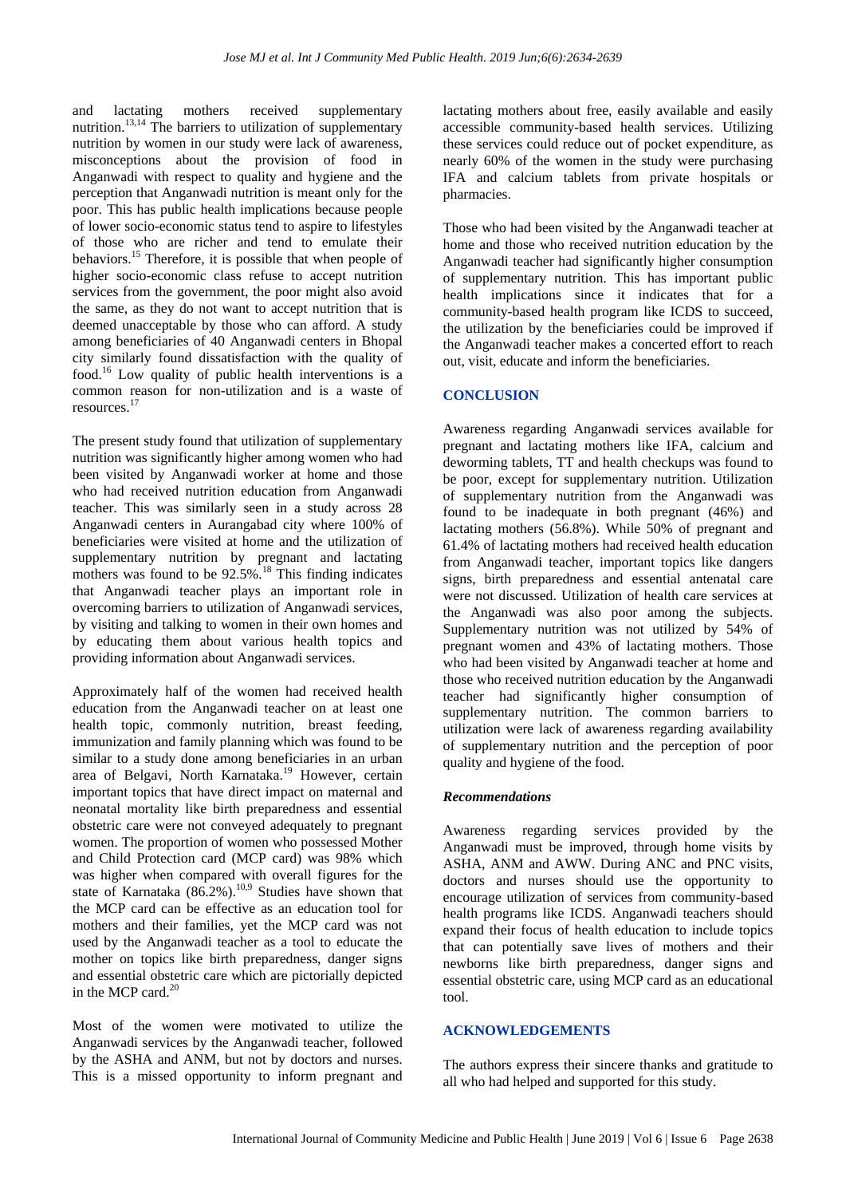and lactating mothers received supplementary nutrition.[13,14] The barriers to utilization of supplementary nutrition by women in our study were lack of awareness, misconceptions about the provision of food in Anganwadi with respect to quality and hygiene and the perception that Anganwadi nutrition is meant only for the poor. This has public health implications because people of lower socio-economic status tend to aspire to lifestyles of those who are richer and tend to emulate their behaviors.[15] Therefore, it is possible that when people of higher socio-economic class refuse to accept nutrition services from the government, the poor might also avoid the same, as they do not want to accept nutrition that is deemed unacceptable by those who can afford. A study among beneficiaries of 40 Anganwadi centers in Bhopal city similarly found dissatisfaction with the quality of food.[16] Low quality of public health interventions is a common reason for non-utilization and is a waste of resources.[17]

The present study found that utilization of supplementary nutrition was significantly higher among women who had been visited by Anganwadi worker at home and those who had received nutrition education from Anganwadi teacher. This was similarly seen in a study across 28 Anganwadi centers in Aurangabad city where 100% of beneficiaries were visited at home and the utilization of supplementary nutrition by pregnant and lactating mothers was found to be 92.5%.[18] This finding indicates that Anganwadi teacher plays an important role in overcoming barriers to utilization of Anganwadi services, by visiting and talking to women in their own homes and by educating them about various health topics and providing information about Anganwadi services.

Approximately half of the women had received health education from the Anganwadi teacher on at least one health topic, commonly nutrition, breast feeding, immunization and family planning which was found to be similar to a study done among beneficiaries in an urban area of Belgavi, North Karnataka.[19] However, certain important topics that have direct impact on maternal and neonatal mortality like birth preparedness and essential obstetric care were not conveyed adequately to pregnant women. The proportion of women who possessed Mother and Child Protection card (MCP card) was 98% which was higher when compared with overall figures for the state of Karnataka (86.2%).[10,9] Studies have shown that the MCP card can be effective as an education tool for mothers and their families, yet the MCP card was not used by the Anganwadi teacher as a tool to educate the mother on topics like birth preparedness, danger signs and essential obstetric care which are pictorially depicted in the MCP card.[20]

Most of the women were motivated to utilize the Anganwadi services by the Anganwadi teacher, followed by the ASHA and ANM, but not by doctors and nurses. This is a missed opportunity to inform pregnant and lactating mothers about free, easily available and easily accessible community-based health services. Utilizing these services could reduce out of pocket expenditure, as nearly 60% of the women in the study were purchasing IFA and calcium tablets from private hospitals or pharmacies.

Those who had been visited by the Anganwadi teacher at home and those who received nutrition education by the Anganwadi teacher had significantly higher consumption of supplementary nutrition. This has important public health implications since it indicates that for a community-based health program like ICDS to succeed, the utilization by the beneficiaries could be improved if the Anganwadi teacher makes a concerted effort to reach out, visit, educate and inform the beneficiaries.

## CONCLUSION

Awareness regarding Anganwadi services available for pregnant and lactating mothers like IFA, calcium and deworming tablets, TT and health checkups was found to be poor, except for supplementary nutrition. Utilization of supplementary nutrition from the Anganwadi was found to be inadequate in both pregnant (46%) and lactating mothers (56.8%). While 50% of pregnant and 61.4% of lactating mothers had received health education from Anganwadi teacher, important topics like dangers signs, birth preparedness and essential antenatal care were not discussed. Utilization of health care services at the Anganwadi was also poor among the subjects. Supplementary nutrition was not utilized by 54% of pregnant women and 43% of lactating mothers. Those who had been visited by Anganwadi teacher at home and those who received nutrition education by the Anganwadi teacher had significantly higher consumption of supplementary nutrition. The common barriers to utilization were lack of awareness regarding availability of supplementary nutrition and the perception of poor quality and hygiene of the food.

### *Recommendations*

Awareness regarding services provided by the Anganwadi must be improved, through home visits by ASHA, ANM and AWW. During ANC and PNC visits, doctors and nurses should use the opportunity to encourage utilization of services from community-based health programs like ICDS. Anganwadi teachers should expand their focus of health education to include topics that can potentially save lives of mothers and their newborns like birth preparedness, danger signs and essential obstetric care, using MCP card as an educational tool.

## ACKNOWLEDGEMENTS

The authors express their sincere thanks and gratitude to all who had helped and supported for this study.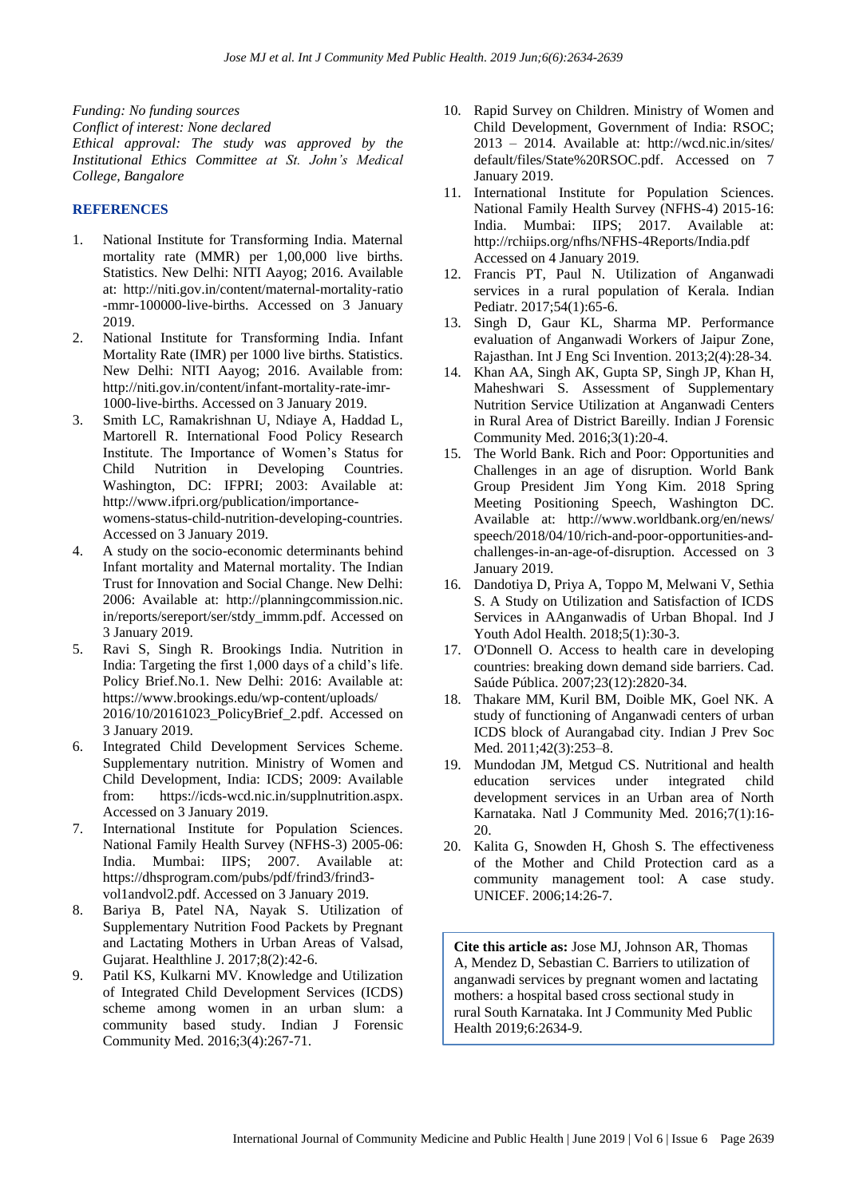*Funding: No funding sources*
*Conflict of interest: None declared*
*Ethical approval: The study was approved by the Institutional Ethics Committee at St. John's Medical College, Bangalore*

## REFERENCES

1. National Institute for Transforming India. Maternal mortality rate (MMR) per 1,00,000 live births. Statistics. New Delhi: NITI Aayog; 2016. Available at: http://niti.gov.in/content/maternal-mortality-ratio-mmr-100000-live-births. Accessed on 3 January 2019.
2. National Institute for Transforming India. Infant Mortality Rate (IMR) per 1000 live births. Statistics. New Delhi: NITI Aayog; 2016. Available from: http://niti.gov.in/content/infant-mortality-rate-imr-1000-live-births. Accessed on 3 January 2019.
3. Smith LC, Ramakrishnan U, Ndiaye A, Haddad L, Martorell R. International Food Policy Research Institute. The Importance of Women's Status for Child Nutrition in Developing Countries. Washington, DC: IFPRI; 2003: Available at: http://www.ifpri.org/publication/importance-womens-status-child-nutrition-developing-countries. Accessed on 3 January 2019.
4. A study on the socio-economic determinants behind Infant mortality and Maternal mortality. The Indian Trust for Innovation and Social Change. New Delhi: 2006: Available at: http://planningcommission.nic.in/reports/sereport/ser/stdy_immm.pdf. Accessed on 3 January 2019.
5. Ravi S, Singh R. Brookings India. Nutrition in India: Targeting the first 1,000 days of a child's life. Policy Brief.No.1. New Delhi: 2016: Available at: https://www.brookings.edu/wp-content/uploads/2016/10/20161023_PolicyBrief_2.pdf. Accessed on 3 January 2019.
6. Integrated Child Development Services Scheme. Supplementary nutrition. Ministry of Women and Child Development, India: ICDS; 2009: Available from: https://icds-wcd.nic.in/supplnutrition.aspx. Accessed on 3 January 2019.
7. International Institute for Population Sciences. National Family Health Survey (NFHS-3) 2005-06: India. Mumbai: IIPS; 2007. Available at: https://dhsprogram.com/pubs/pdf/frind3/frind3-vol1andvol2.pdf. Accessed on 3 January 2019.
8. Bariya B, Patel NA, Nayak S. Utilization of Supplementary Nutrition Food Packets by Pregnant and Lactating Mothers in Urban Areas of Valsad, Gujarat. Healthline J. 2017;8(2):42-6.
9. Patil KS, Kulkarni MV. Knowledge and Utilization of Integrated Child Development Services (ICDS) scheme among women in an urban slum: a community based study. Indian J Forensic Community Med. 2016;3(4):267-71.
10. Rapid Survey on Children. Ministry of Women and Child Development, Government of India: RSOC; 2013 – 2014. Available at: http://wcd.nic.in/sites/default/files/State%20RSOC.pdf. Accessed on 7 January 2019.
11. International Institute for Population Sciences. National Family Health Survey (NFHS-4) 2015-16: India. Mumbai: IIPS; 2017. Available at: http://rchiips.org/nfhs/NFHS-4Reports/India.pdf Accessed on 4 January 2019.
12. Francis PT, Paul N. Utilization of Anganwadi services in a rural population of Kerala. Indian Pediatr. 2017;54(1):65-6.
13. Singh D, Gaur KL, Sharma MP. Performance evaluation of Anganwadi Workers of Jaipur Zone, Rajasthan. Int J Eng Sci Invention. 2013;2(4):28-34.
14. Khan AA, Singh AK, Gupta SP, Singh JP, Khan H, Maheshwari S. Assessment of Supplementary Nutrition Service Utilization at Anganwadi Centers in Rural Area of District Bareilly. Indian J Forensic Community Med. 2016;3(1):20-4.
15. The World Bank. Rich and Poor: Opportunities and Challenges in an age of disruption. World Bank Group President Jim Yong Kim. 2018 Spring Meeting Positioning Speech, Washington DC. Available at: http://www.worldbank.org/en/news/speech/2018/04/10/rich-and-poor-opportunities-and-challenges-in-an-age-of-disruption. Accessed on 3 January 2019.
16. Dandotiya D, Priya A, Toppo M, Melwani V, Sethia S. A Study on Utilization and Satisfaction of ICDS Services in AAnganwadis of Urban Bhopal. Ind J Youth Adol Health. 2018;5(1):30-3.
17. O'Donnell O. Access to health care in developing countries: breaking down demand side barriers. Cad. Saúde Pública. 2007;23(12):2820-34.
18. Thakare MM, Kuril BM, Doible MK, Goel NK. A study of functioning of Anganwadi centers of urban ICDS block of Aurangabad city. Indian J Prev Soc Med. 2011;42(3):253–8.
19. Mundodan JM, Metgud CS. Nutritional and health education services under integrated child development services in an Urban area of North Karnataka. Natl J Community Med. 2016;7(1):16-20.
20. Kalita G, Snowden H, Ghosh S. The effectiveness of the Mother and Child Protection card as a community management tool: A case study. UNICEF. 2006;14:26-7.

**Cite this article as:** Jose MJ, Johnson AR, Thomas A, Mendez D, Sebastian C. Barriers to utilization of anganwadi services by pregnant women and lactating mothers: a hospital based cross sectional study in rural South Karnataka. Int J Community Med Public Health 2019;6:2634-9.